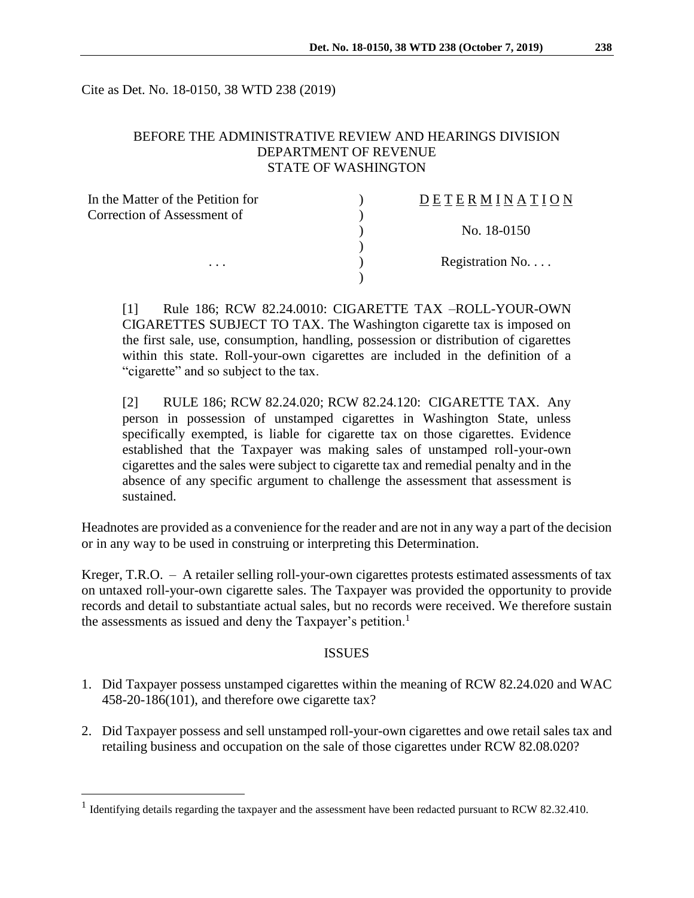Cite as Det. No. 18-0150, 38 WTD 238 (2019)

BEFORE THE ADMINISTRATIVE REVIEW AND HEARINGS DIVISION
DEPARTMENT OF REVENUE
STATE OF WASHINGTON

| In the Matter of the Petition for Correction of Assessment of | ) | DETERMINATION |
|---|---|---|
| | ) | No. 18-0150 |
| . . . | ) | Registration No. . . . |

[1] Rule 186; RCW 82.24.0010: CIGARETTE TAX –ROLL-YOUR-OWN CIGARETTES SUBJECT TO TAX. The Washington cigarette tax is imposed on the first sale, use, consumption, handling, possession or distribution of cigarettes within this state. Roll-your-own cigarettes are included in the definition of a "cigarette" and so subject to the tax.

[2] RULE 186; RCW 82.24.020; RCW 82.24.120: CIGARETTE TAX. Any person in possession of unstamped cigarettes in Washington State, unless specifically exempted, is liable for cigarette tax on those cigarettes. Evidence established that the Taxpayer was making sales of unstamped roll-your-own cigarettes and the sales were subject to cigarette tax and remedial penalty and in the absence of any specific argument to challenge the assessment that assessment is sustained.

Headnotes are provided as a convenience for the reader and are not in any way a part of the decision or in any way to be used in construing or interpreting this Determination.

Kreger, T.R.O. – A retailer selling roll-your-own cigarettes protests estimated assessments of tax on untaxed roll-your-own cigarette sales. The Taxpayer was provided the opportunity to provide records and detail to substantiate actual sales, but no records were received. We therefore sustain the assessments as issued and deny the Taxpayer's petition.[1]

## ISSUES

1. Did Taxpayer possess unstamped cigarettes within the meaning of RCW 82.24.020 and WAC 458-20-186(101), and therefore owe cigarette tax?
2. Did Taxpayer possess and sell unstamped roll-your-own cigarettes and owe retail sales tax and retailing business and occupation on the sale of those cigarettes under RCW 82.08.020?

[1] Identifying details regarding the taxpayer and the assessment have been redacted pursuant to RCW 82.32.410.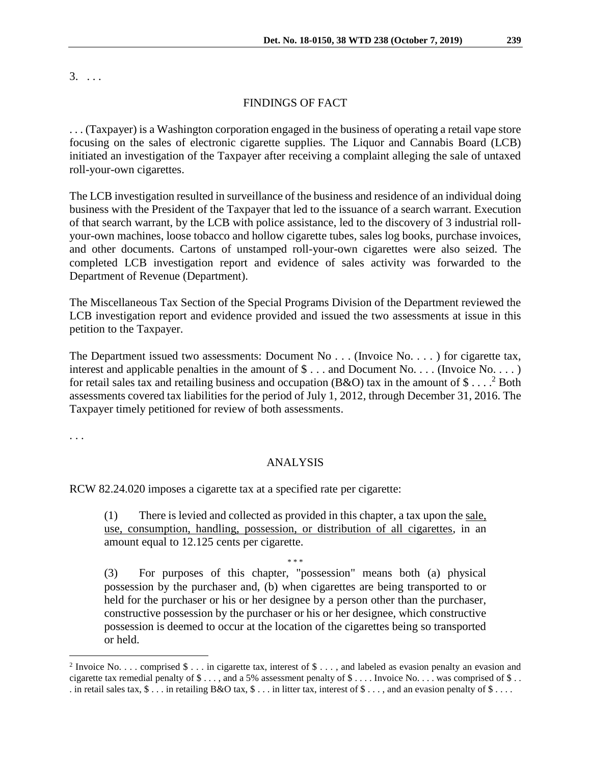3. . . .

## FINDINGS OF FACT

. . . (Taxpayer) is a Washington corporation engaged in the business of operating a retail vape store focusing on the sales of electronic cigarette supplies. The Liquor and Cannabis Board (LCB) initiated an investigation of the Taxpayer after receiving a complaint alleging the sale of untaxed roll-your-own cigarettes.

The LCB investigation resulted in surveillance of the business and residence of an individual doing business with the President of the Taxpayer that led to the issuance of a search warrant. Execution of that search warrant, by the LCB with police assistance, led to the discovery of 3 industrial roll-your-own machines, loose tobacco and hollow cigarette tubes, sales log books, purchase invoices, and other documents. Cartons of unstamped roll-your-own cigarettes were also seized. The completed LCB investigation report and evidence of sales activity was forwarded to the Department of Revenue (Department).

The Miscellaneous Tax Section of the Special Programs Division of the Department reviewed the LCB investigation report and evidence provided and issued the two assessments at issue in this petition to the Taxpayer.

The Department issued two assessments: Document No . . . (Invoice No. . . . ) for cigarette tax, interest and applicable penalties in the amount of $ . . . and Document No. . . . (Invoice No. . . . ) for retail sales tax and retailing business and occupation (B&O) tax in the amount of $ . . . .[2] Both assessments covered tax liabilities for the period of July 1, 2012, through December 31, 2016. The Taxpayer timely petitioned for review of both assessments.

. . .

## ANALYSIS

RCW 82.24.020 imposes a cigarette tax at a specified rate per cigarette:

> (1) There is levied and collected as provided in this chapter, a tax upon the <u>sale, use, consumption, handling, possession, or distribution of all cigarettes</u>, in an amount equal to 12.125 cents per cigarette.
>
> \* \* \*
>
> (3) For purposes of this chapter, "possession" means both (a) physical possession by the purchaser and, (b) when cigarettes are being transported to or held for the purchaser or his or her designee by a person other than the purchaser, constructive possession by the purchaser or his or her designee, which constructive possession is deemed to occur at the location of the cigarettes being so transported or held.

---

[2] Invoice No. . . . comprised $ . . . in cigarette tax, interest of $ . . . , and labeled as evasion penalty an evasion and cigarette tax remedial penalty of $ . . . , and a 5% assessment penalty of $ . . . . Invoice No. . . . was comprised of $ . . . in retail sales tax, $ . . . in retailing B&O tax, $ . . . in litter tax, interest of $ . . . , and an evasion penalty of $ . . . .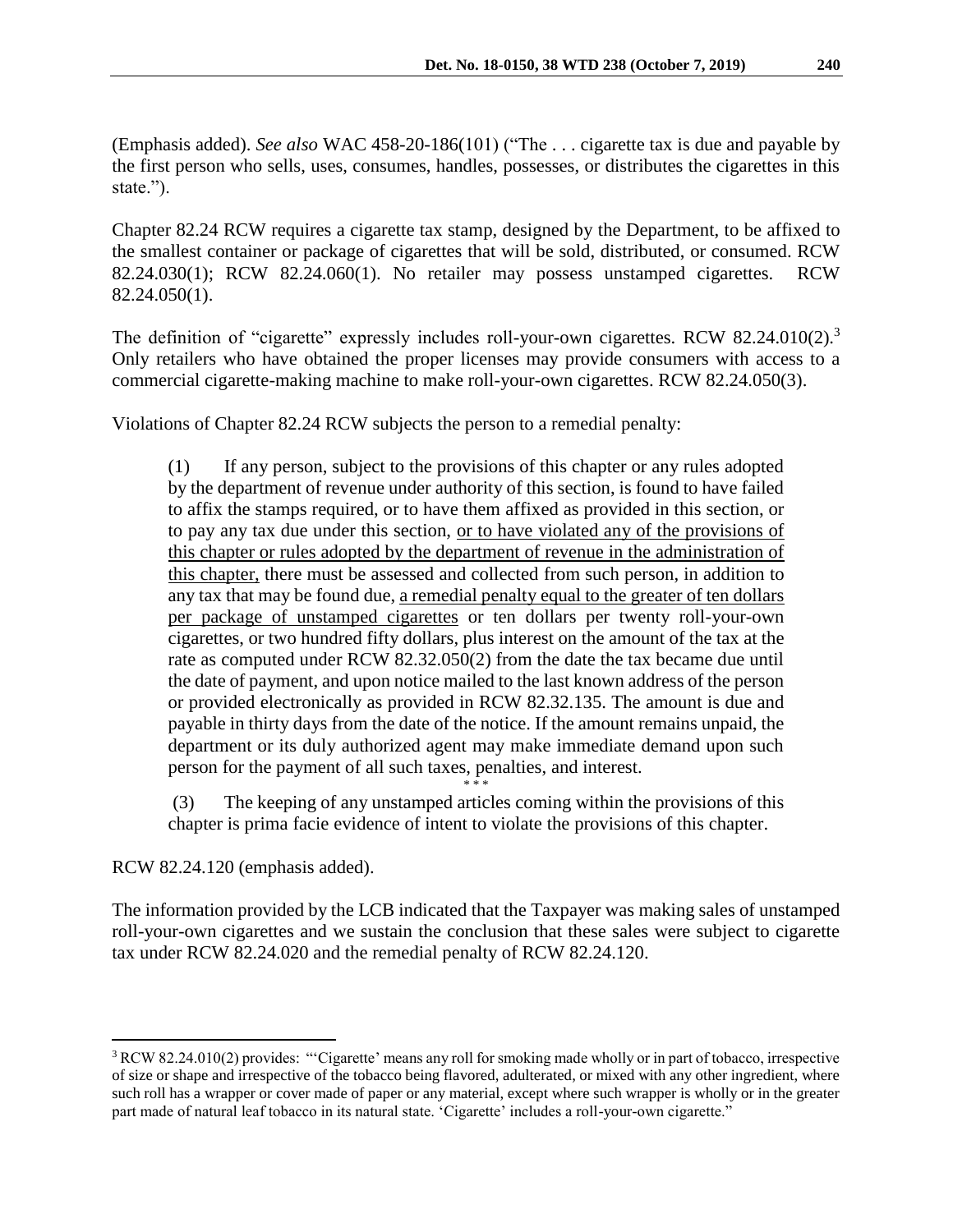(Emphasis added). *See also* WAC 458-20-186(101) ("The . . . cigarette tax is due and payable by the first person who sells, uses, consumes, handles, possesses, or distributes the cigarettes in this state.").

Chapter 82.24 RCW requires a cigarette tax stamp, designed by the Department, to be affixed to the smallest container or package of cigarettes that will be sold, distributed, or consumed. RCW 82.24.030(1); RCW 82.24.060(1). No retailer may possess unstamped cigarettes. RCW 82.24.050(1).

The definition of "cigarette" expressly includes roll-your-own cigarettes. RCW 82.24.010(2).[3] Only retailers who have obtained the proper licenses may provide consumers with access to a commercial cigarette-making machine to make roll-your-own cigarettes. RCW 82.24.050(3).

Violations of Chapter 82.24 RCW subjects the person to a remedial penalty:

> (1) If any person, subject to the provisions of this chapter or any rules adopted by the department of revenue under authority of this section, is found to have failed to affix the stamps required, or to have them affixed as provided in this section, or to pay any tax due under this section, <u>or to have violated any of the provisions of this chapter or rules adopted by the department of revenue in the administration of this chapter,</u> there must be assessed and collected from such person, in addition to any tax that may be found due, <u>a remedial penalty equal to the greater of ten dollars per package of unstamped cigarettes</u> or ten dollars per twenty roll-your-own cigarettes, or two hundred fifty dollars, plus interest on the amount of the tax at the rate as computed under RCW 82.32.050(2) from the date the tax became due until the date of payment, and upon notice mailed to the last known address of the person or provided electronically as provided in RCW 82.32.135. The amount is due and payable in thirty days from the date of the notice. If the amount remains unpaid, the department or its duly authorized agent may make immediate demand upon such person for the payment of all such taxes, penalties, and interest.
>
> \* \* \*
>
> (3) The keeping of any unstamped articles coming within the provisions of this chapter is prima facie evidence of intent to violate the provisions of this chapter.

RCW 82.24.120 (emphasis added).

The information provided by the LCB indicated that the Taxpayer was making sales of unstamped roll-your-own cigarettes and we sustain the conclusion that these sales were subject to cigarette tax under RCW 82.24.020 and the remedial penalty of RCW 82.24.120.

---

[3] RCW 82.24.010(2) provides: "'Cigarette' means any roll for smoking made wholly or in part of tobacco, irrespective of size or shape and irrespective of the tobacco being flavored, adulterated, or mixed with any other ingredient, where such roll has a wrapper or cover made of paper or any material, except where such wrapper is wholly or in the greater part made of natural leaf tobacco in its natural state. 'Cigarette' includes a roll-your-own cigarette."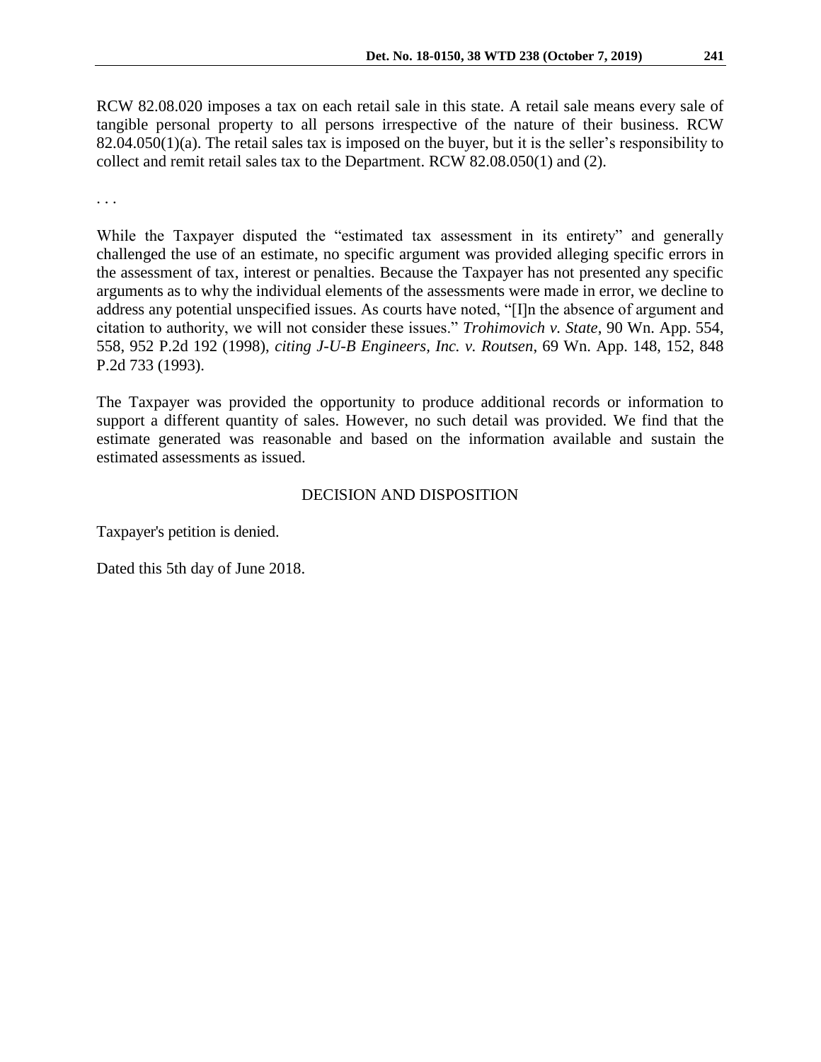RCW 82.08.020 imposes a tax on each retail sale in this state. A retail sale means every sale of tangible personal property to all persons irrespective of the nature of their business. RCW 82.04.050(1)(a). The retail sales tax is imposed on the buyer, but it is the seller's responsibility to collect and remit retail sales tax to the Department. RCW 82.08.050(1) and (2).

. . .

While the Taxpayer disputed the "estimated tax assessment in its entirety" and generally challenged the use of an estimate, no specific argument was provided alleging specific errors in the assessment of tax, interest or penalties. Because the Taxpayer has not presented any specific arguments as to why the individual elements of the assessments were made in error, we decline to address any potential unspecified issues. As courts have noted, "[I]n the absence of argument and citation to authority, we will not consider these issues." *Trohimovich v. State*, 90 Wn. App. 554, 558, 952 P.2d 192 (1998), *citing J-U-B Engineers, Inc. v. Routsen*, 69 Wn. App. 148, 152, 848 P.2d 733 (1993).

The Taxpayer was provided the opportunity to produce additional records or information to support a different quantity of sales. However, no such detail was provided. We find that the estimate generated was reasonable and based on the information available and sustain the estimated assessments as issued.

## DECISION AND DISPOSITION

Taxpayer's petition is denied.

Dated this 5th day of June 2018.